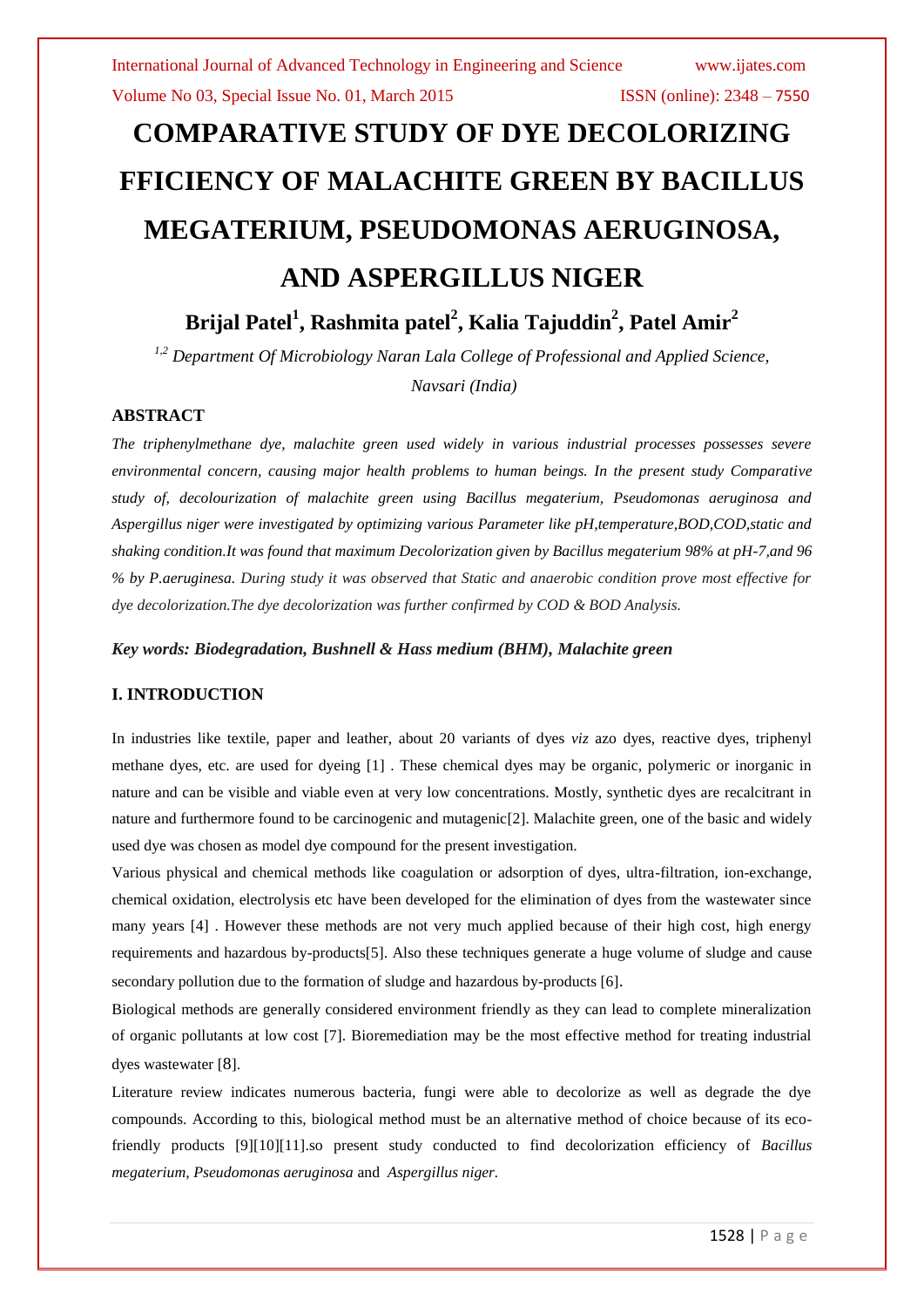# COMPARATIVE STUDY OF DYE DECOLORIZING FFICIENCY OF MALACHITE GREEN BY BACILLUS MEGATERIUM, PSEUDOMONAS AERUGINOSA, AND ASPERGILLUS NIGER

**Brijal Patel[1], Rashmita patel[2], Kalia Tajuddin[2], Patel Amir[2]**

*[1,2] Department Of Microbiology Naran Lala College of Professional and Applied Science, Navsari (India)*

## ABSTRACT

*The triphenylmethane dye, malachite green used widely in various industrial processes possesses severe environmental concern, causing major health problems to human beings. In the present study Comparative study of, decolourization of malachite green using Bacillus megaterium, Pseudomonas aeruginosa and Aspergillus niger were investigated by optimizing various Parameter like pH,temperature,BOD,COD,static and shaking condition.It was found that maximum Decolorization given by Bacillus megaterium 98% at pH-7,and 96 % by P.aeruginesa. During study it was observed that Static and anaerobic condition prove most effective for dye decolorization.The dye decolorization was further confirmed by COD & BOD Analysis.*

***Key words: Biodegradation, Bushnell & Hass medium (BHM), Malachite green***

## I. INTRODUCTION

In industries like textile, paper and leather, about 20 variants of dyes *viz* azo dyes, reactive dyes, triphenyl methane dyes, etc. are used for dyeing [1] . These chemical dyes may be organic, polymeric or inorganic in nature and can be visible and viable even at very low concentrations. Mostly, synthetic dyes are recalcitrant in nature and furthermore found to be carcinogenic and mutagenic[2]. Malachite green, one of the basic and widely used dye was chosen as model dye compound for the present investigation.

Various physical and chemical methods like coagulation or adsorption of dyes, ultra-filtration, ion-exchange, chemical oxidation, electrolysis etc have been developed for the elimination of dyes from the wastewater since many years [4] . However these methods are not very much applied because of their high cost, high energy requirements and hazardous by-products[5]. Also these techniques generate a huge volume of sludge and cause secondary pollution due to the formation of sludge and hazardous by-products [6].

Biological methods are generally considered environment friendly as they can lead to complete mineralization of organic pollutants at low cost [7]. Bioremediation may be the most effective method for treating industrial dyes wastewater [8].

Literature review indicates numerous bacteria, fungi were able to decolorize as well as degrade the dye compounds. According to this, biological method must be an alternative method of choice because of its eco-friendly products [9][10][11].so present study conducted to find decolorization efficiency of *Bacillus megaterium, Pseudomonas aeruginosa* and *Aspergillus niger.*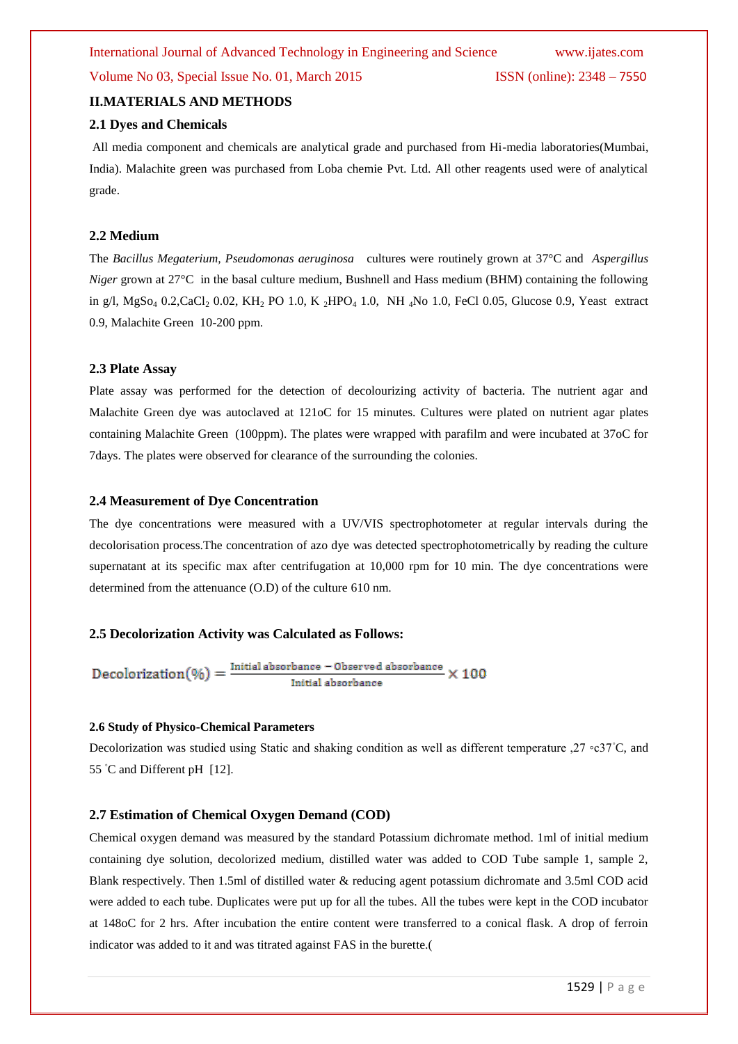## II.MATERIALS AND METHODS

### 2.1 Dyes and Chemicals

All media component and chemicals are analytical grade and purchased from Hi-media laboratories(Mumbai, India). Malachite green was purchased from Loba chemie Pvt. Ltd. All other reagents used were of analytical grade.

### 2.2 Medium

The *Bacillus Megaterium, Pseudomonas aeruginosa* cultures were routinely grown at 37°C and *Aspergillus Niger* grown at 27°C in the basal culture medium, Bushnell and Hass medium (BHM) containing the following in g/l, $MgSo_4$ 0.2,$CaCl_2$ 0.02, $KH_2$ PO 1.0, K $_2HPO_4$ 1.0, NH $_4No$ 1.0, FeCl 0.05, Glucose 0.9, Yeast extract 0.9, Malachite Green 10-200 ppm.

### 2.3 Plate Assay

Plate assay was performed for the detection of decolourizing activity of bacteria. The nutrient agar and Malachite Green dye was autoclaved at 121oC for 15 minutes. Cultures were plated on nutrient agar plates containing Malachite Green (100ppm). The plates were wrapped with parafilm and were incubated at 37oC for 7days. The plates were observed for clearance of the surrounding the colonies.

### 2.4 Measurement of Dye Concentration

The dye concentrations were measured with a UV/VIS spectrophotometer at regular intervals during the decolorisation process.The concentration of azo dye was detected spectrophotometrically by reading the culture supernatant at its specific max after centrifugation at 10,000 rpm for 10 min. The dye concentrations were determined from the attenuance (O.D) of the culture 610 nm.

### 2.5 Decolorization Activity was Calculated as Follows:

$$\text{Decolorization}(\%) = \frac{\text{Initial absorbance} - \text{Observed absorbance}}{\text{Initial absorbance}} \times 100$$

#### 2.6 Study of Physico-Chemical Parameters

Decolorization was studied using Static and shaking condition as well as different temperature ,27 ◦c37˚C, and 55 ˚C and Different pH [12].

### 2.7 Estimation of Chemical Oxygen Demand (COD)

Chemical oxygen demand was measured by the standard Potassium dichromate method. 1ml of initial medium containing dye solution, decolorized medium, distilled water was added to COD Tube sample 1, sample 2, Blank respectively. Then 1.5ml of distilled water & reducing agent potassium dichromate and 3.5ml COD acid were added to each tube. Duplicates were put up for all the tubes. All the tubes were kept in the COD incubator at 148oC for 2 hrs. After incubation the entire content were transferred to a conical flask. A drop of ferroin indicator was added to it and was titrated against FAS in the burette.(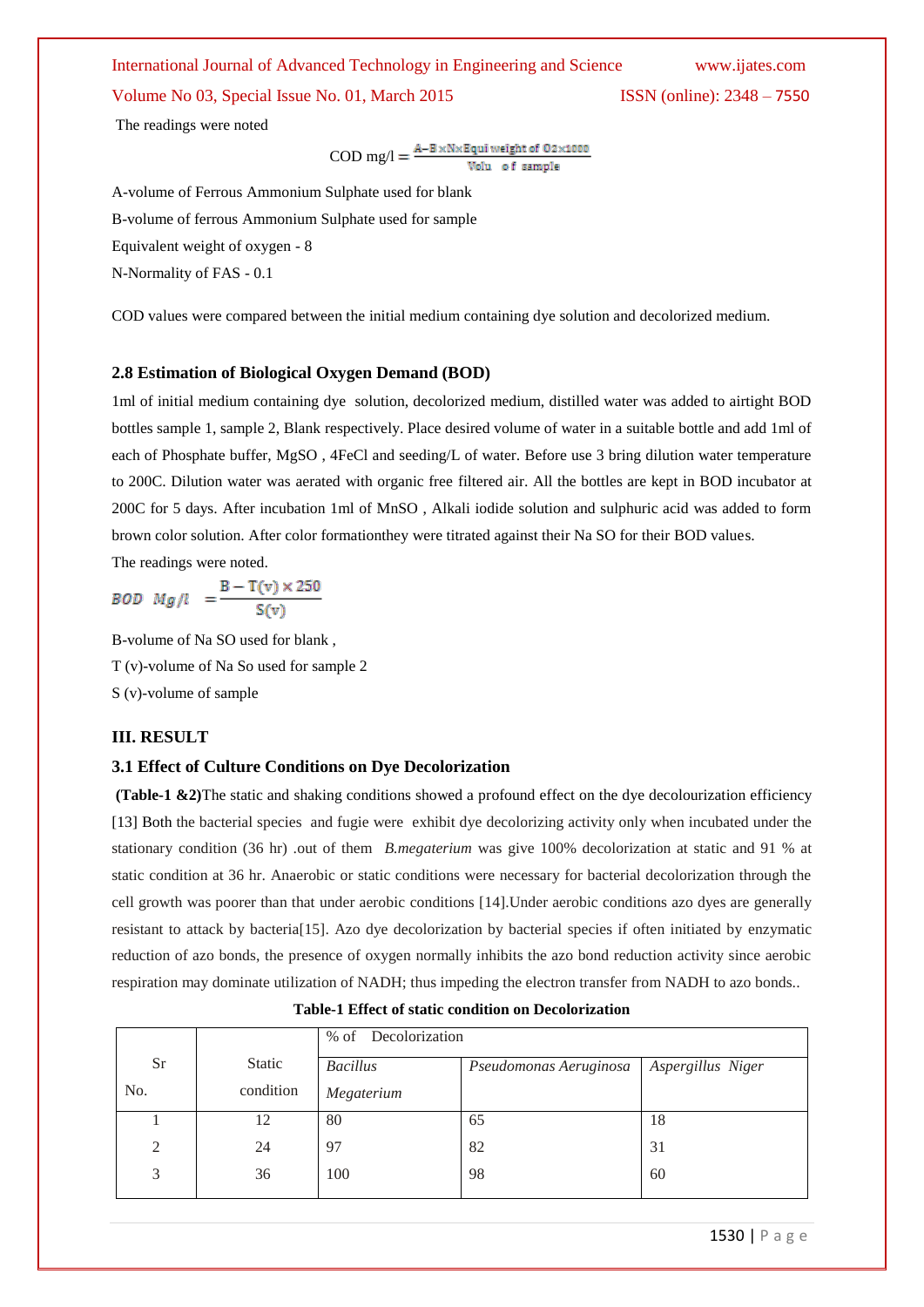The readings were noted

$$\text{COD mg/l} = \frac{A - B \times N \times \text{Equi weight of O2} \times 1000}{\text{Volu of sample}}$$

A-volume of Ferrous Ammonium Sulphate used for blank

B-volume of ferrous Ammonium Sulphate used for sample

Equivalent weight of oxygen - 8

N-Normality of FAS - 0.1

COD values were compared between the initial medium containing dye solution and decolorized medium.

### 2.8 Estimation of Biological Oxygen Demand (BOD)

1ml of initial medium containing dye solution, decolorized medium, distilled water was added to airtight BOD bottles sample 1, sample 2, Blank respectively. Place desired volume of water in a suitable bottle and add 1ml of each of Phosphate buffer, MgSO , 4FeCl and seeding/L of water. Before use 3 bring dilution water temperature to 200C. Dilution water was aerated with organic free filtered air. All the bottles are kept in BOD incubator at 200C for 5 days. After incubation 1ml of MnSO , Alkali iodide solution and sulphuric acid was added to form brown color solution. After color formationthey were titrated against their Na SO for their BOD values.

The readings were noted.

$$BOD \;\; Mg/l \;\; = \frac{B - T(v) \times 250}{S(v)}$$

B-volume of Na SO used for blank ,

T (v)-volume of Na So used for sample 2

S (v)-volume of sample

## III. RESULT

### 3.1 Effect of Culture Conditions on Dye Decolorization

**(Table-1 &2)**The static and shaking conditions showed a profound effect on the dye decolourization efficiency [13] Both the bacterial species and fugie were exhibit dye decolorizing activity only when incubated under the stationary condition (36 hr) .out of them *B.megaterium* was give 100% decolorization at static and 91 % at static condition at 36 hr. Anaerobic or static conditions were necessary for bacterial decolorization through the cell growth was poorer than that under aerobic conditions [14].Under aerobic conditions azo dyes are generally resistant to attack by bacteria[15]. Azo dye decolorization by bacterial species if often initiated by enzymatic reduction of azo bonds, the presence of oxygen normally inhibits the azo bond reduction activity since aerobic respiration may dominate utilization of NADH; thus impeding the electron transfer from NADH to azo bonds..

**Table-1 Effect of static condition on Decolorization**

| Sr No. | Static condition | % of Decolorization | | |
|---|---|---|---|---|
| | | *Bacillus Megaterium* | *Pseudomonas Aeruginosa* | *Aspergillus Niger* |
| 1 | 12 | 80 | 65 | 18 |
| 2 | 24 | 97 | 82 | 31 |
| 3 | 36 | 100 | 98 | 60 |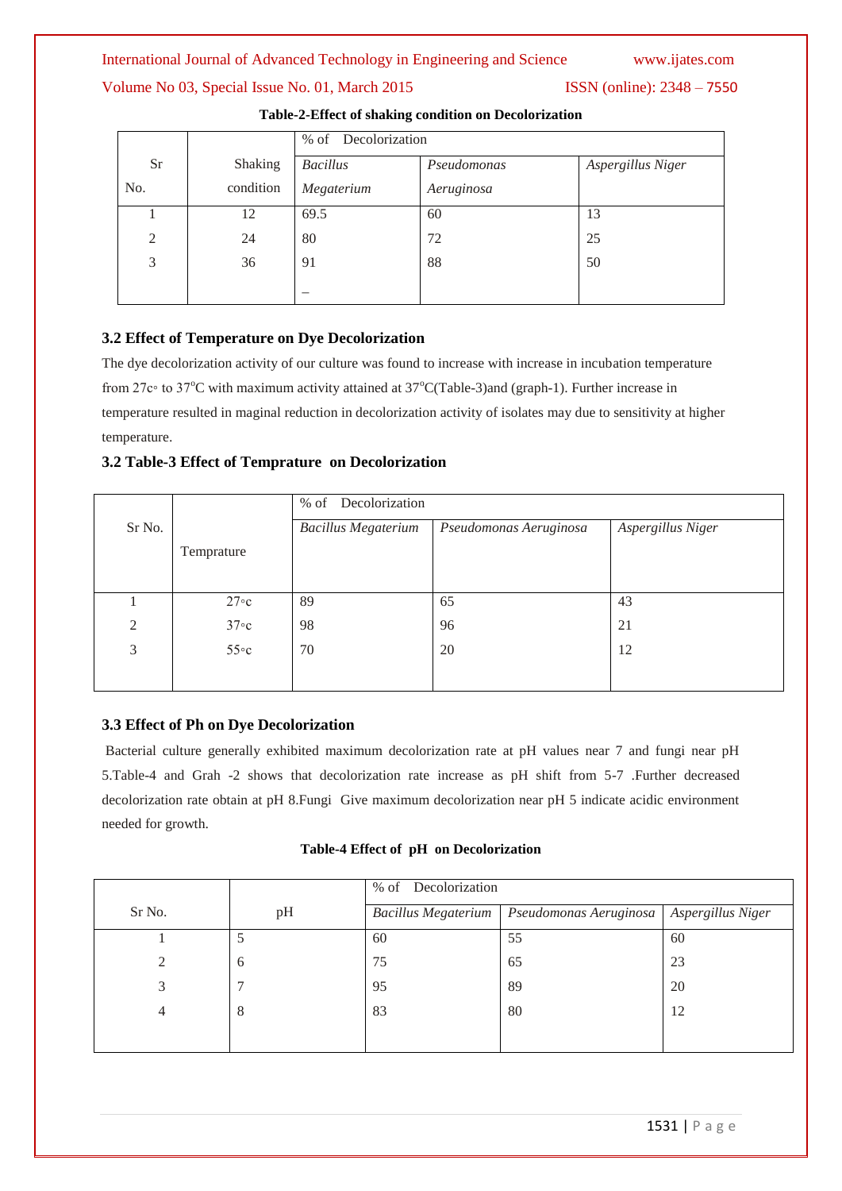**Table-2-Effect of shaking condition on Decolorization**

| Sr No. | Shaking condition | % of Decolorization | | |
|---|---|---|---|---|
| | | *Bacillus Megaterium* | *Pseudomonas Aeruginosa* | *Aspergillus Niger* |
| 1 | 12 | 69.5 | 60 | 13 |
| 2 | 24 | 80 | 72 | 25 |
| 3 | 36 | 91 | 88 | 50 |
| | | – | | |

### 3.2 Effect of Temperature on Dye Decolorization

The dye decolorization activity of our culture was found to increase with increase in incubation temperature from 27c◦ to 37°C with maximum activity attained at 37°C(Table-3)and (graph-1). Further increase in temperature resulted in maginal reduction in decolorization activity of isolates may due to sensitivity at higher temperature.

### 3.2 Table-3 Effect of Temprature on Decolorization

| Sr No. | Temprature | % of Decolorization | | |
|---|---|---|---|---|
| | | *Bacillus Megaterium* | *Pseudomonas Aeruginosa* | *Aspergillus Niger* |
| 1 | 27◦c | 89 | 65 | 43 |
| 2 | 37◦c | 98 | 96 | 21 |
| 3 | 55◦c | 70 | 20 | 12 |

### 3.3 Effect of Ph on Dye Decolorization

Bacterial culture generally exhibited maximum decolorization rate at pH values near 7 and fungi near pH 5.Table-4 and Grah -2 shows that decolorization rate increase as pH shift from 5-7 .Further decreased decolorization rate obtain at pH 8.Fungi Give maximum decolorization near pH 5 indicate acidic environment needed for growth.

**Table-4 Effect of pH on Decolorization**

| Sr No. | pH | % of Decolorization | | |
|---|---|---|---|---|
| | | *Bacillus Megaterium* | *Pseudomonas Aeruginosa* | *Aspergillus Niger* |
| 1 | 5 | 60 | 55 | 60 |
| 2 | 6 | 75 | 65 | 23 |
| 3 | 7 | 95 | 89 | 20 |
| 4 | 8 | 83 | 80 | 12 |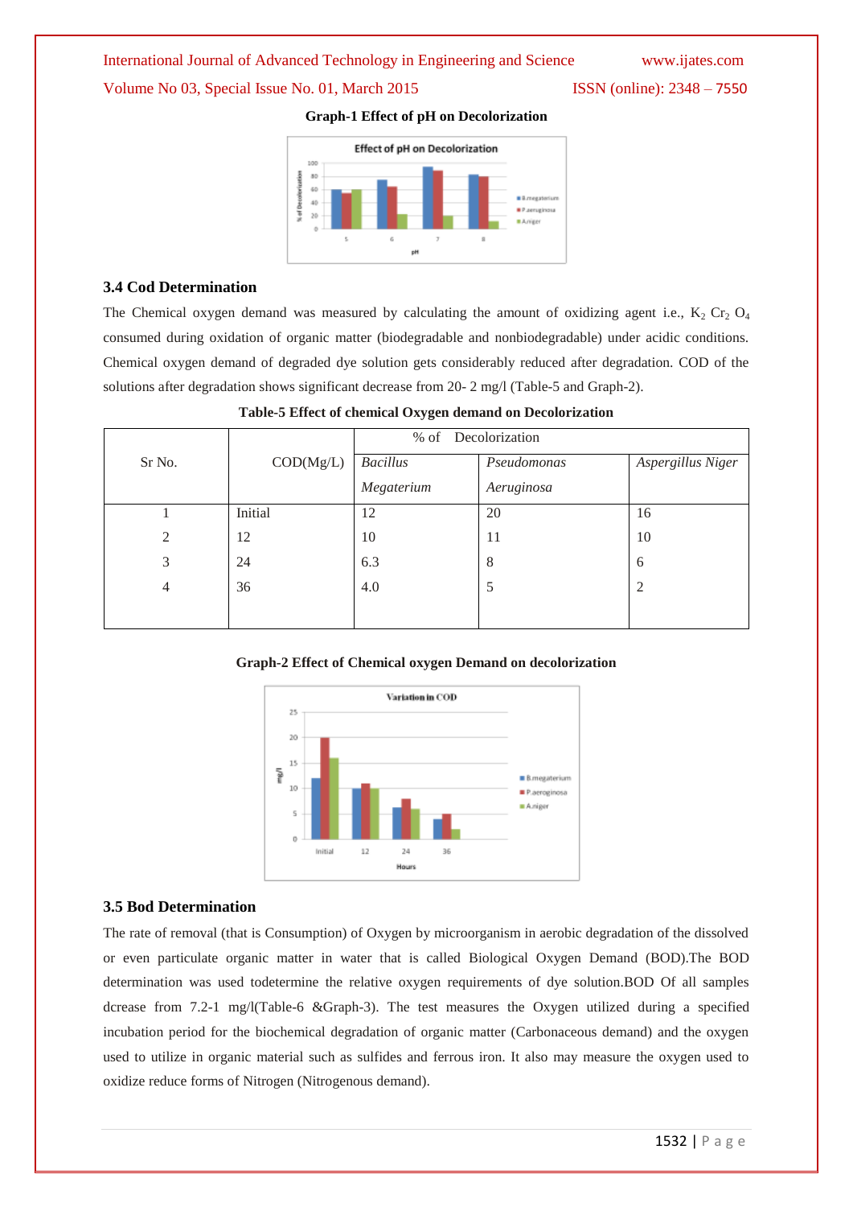**Graph-1 Effect of pH on Decolorization**

### 3.4 Cod Determination

The Chemical oxygen demand was measured by calculating the amount of oxidizing agent i.e., $K_2$ $Cr_2$ $O_4$ consumed during oxidation of organic matter (biodegradable and nonbiodegradable) under acidic conditions. Chemical oxygen demand of degraded dye solution gets considerably reduced after degradation. COD of the solutions after degradation shows significant decrease from 20- 2 mg/l (Table-5 and Graph-2).

**Table-5 Effect of chemical Oxygen demand on Decolorization**

| Sr No. | COD(Mg/L) | % of Decolorization | | |
|---|---|---|---|---|
| | | *Bacillus Megaterium* | *Pseudomonas Aeruginosa* | *Aspergillus Niger* |
| 1 | Initial | 12 | 20 | 16 |
| 2 | 12 | 10 | 11 | 10 |
| 3 | 24 | 6.3 | 8 | 6 |
| 4 | 36 | 4.0 | 5 | 2 |

**Graph-2 Effect of Chemical oxygen Demand on decolorization**

### 3.5 Bod Determination

The rate of removal (that is Consumption) of Oxygen by microorganism in aerobic degradation of the dissolved or even particulate organic matter in water that is called Biological Oxygen Demand (BOD).The BOD determination was used todetermine the relative oxygen requirements of dye solution.BOD Of all samples dcrease from 7.2-1 mg/l(Table-6 &Graph-3). The test measures the Oxygen utilized during a specified incubation period for the biochemical degradation of organic matter (Carbonaceous demand) and the oxygen used to utilize in organic material such as sulfides and ferrous iron. It also may measure the oxygen used to oxidize reduce forms of Nitrogen (Nitrogenous demand).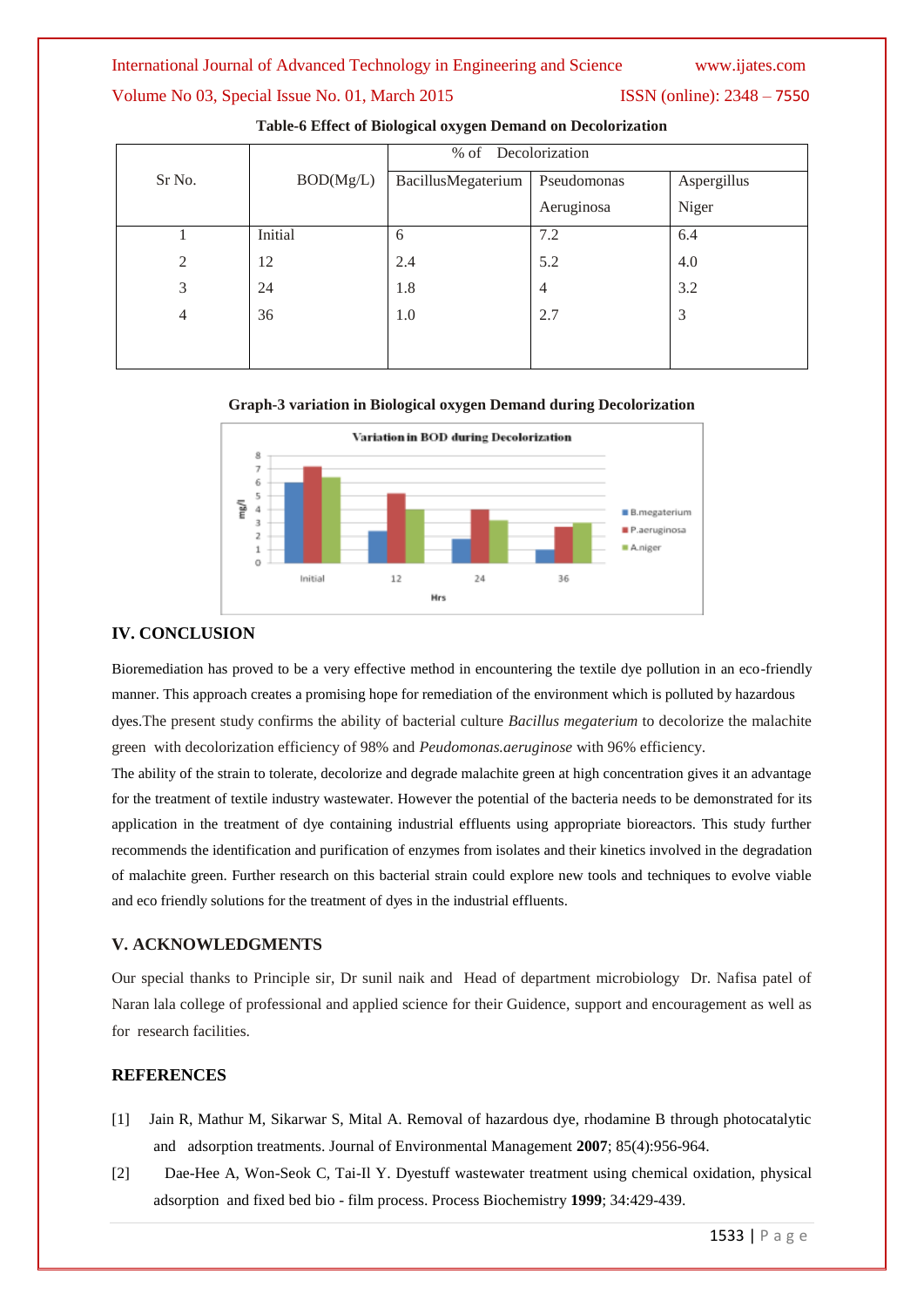**Table-6 Effect of Biological oxygen Demand on Decolorization**

| Sr No. | BOD(Mg/L) | % of Decolorization | | |
|---|---|---|---|---|
| | | BacillusMegaterium | Pseudomonas Aeruginosa | Aspergillus Niger |
| 1 | Initial | 6 | 7.2 | 6.4 |
| 2 | 12 | 2.4 | 5.2 | 4.0 |
| 3 | 24 | 1.8 | 4 | 3.2 |
| 4 | 36 | 1.0 | 2.7 | 3 |

**Graph-3 variation in Biological oxygen Demand during Decolorization**

## IV. CONCLUSION

Bioremediation has proved to be a very effective method in encountering the textile dye pollution in an eco-friendly manner. This approach creates a promising hope for remediation of the environment which is polluted by hazardous dyes.The present study confirms the ability of bacterial culture *Bacillus megaterium* to decolorize the malachite green with decolorization efficiency of 98% and *Peudomonas.aeruginose* with 96% efficiency.

The ability of the strain to tolerate, decolorize and degrade malachite green at high concentration gives it an advantage for the treatment of textile industry wastewater. However the potential of the bacteria needs to be demonstrated for its application in the treatment of dye containing industrial effluents using appropriate bioreactors. This study further recommends the identification and purification of enzymes from isolates and their kinetics involved in the degradation of malachite green. Further research on this bacterial strain could explore new tools and techniques to evolve viable and eco friendly solutions for the treatment of dyes in the industrial effluents.

## V. ACKNOWLEDGMENTS

Our special thanks to Principle sir, Dr sunil naik and Head of department microbiology Dr. Nafisa patel of Naran lala college of professional and applied science for their Guidence, support and encouragement as well as for research facilities.

## REFERENCES

[1] Jain R, Mathur M, Sikarwar S, Mital A. Removal of hazardous dye, rhodamine B through photocatalytic and adsorption treatments. Journal of Environmental Management **2007**; 85(4):956-964.

[2] Dae-Hee A, Won-Seok C, Tai-Il Y. Dyestuff wastewater treatment using chemical oxidation, physical adsorption and fixed bed bio - film process. Process Biochemistry **1999**; 34:429-439.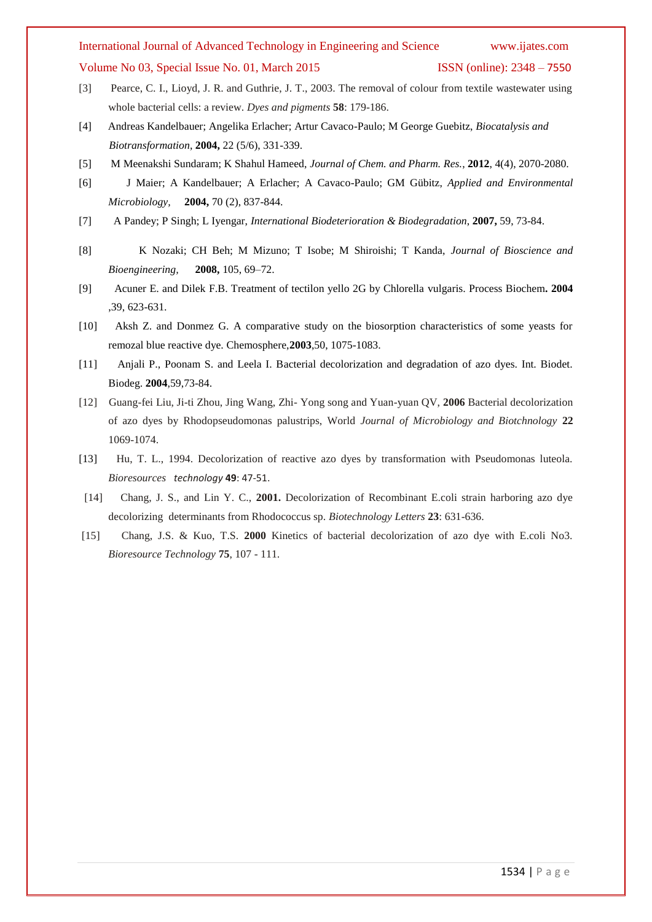[3] Pearce, C. I., Lioyd, J. R. and Guthrie, J. T., 2003. The removal of colour from textile wastewater using whole bacterial cells: a review. *Dyes and pigments* **58**: 179-186.

[4] Andreas Kandelbauer; Angelika Erlacher; Artur Cavaco-Paulo; M George Guebitz, *Biocatalysis and Biotransformation*, **2004,** 22 (5/6), 331-339.

[5] M Meenakshi Sundaram; K Shahul Hameed, *Journal of Chem. and Pharm. Res.*, **2012**, 4(4), 2070-2080.

[6] J Maier; A Kandelbauer; A Erlacher; A Cavaco-Paulo; GM Gübitz, *Applied and Environmental Microbiology*, **2004,** 70 (2), 837-844.

[7] A Pandey; P Singh; L Iyengar, *International Biodeterioration & Biodegradation*, **2007,** 59, 73-84.

[8] K Nozaki; CH Beh; M Mizuno; T Isobe; M Shiroishi; T Kanda, *Journal of Bioscience and Bioengineering*, **2008,** 105, 69–72.

[9] Acuner E. and Dilek F.B. Treatment of tectilon yello 2G by Chlorella vulgaris. Process Biochem**. 2004** ,39, 623-631.

[10] Aksh Z. and Donmez G. A comparative study on the biosorption characteristics of some yeasts for remozal blue reactive dye. Chemosphere,**2003**,50, 1075-1083.

[11] Anjali P., Poonam S. and Leela I. Bacterial decolorization and degradation of azo dyes. Int. Biodet. Biodeg. **2004**,59,73-84.

[12] Guang-fei Liu, Ji-ti Zhou, Jing Wang, Zhi- Yong song and Yuan-yuan QV, **2006** Bacterial decolorization of azo dyes by Rhodopseudomonas palustrips, World *Journal of Microbiology and Biotchnology* **22** 1069-1074.

[13] Hu, T. L., 1994. Decolorization of reactive azo dyes by transformation with Pseudomonas luteola. *Bioresources technology* **49**: 47-51.

[14] Chang, J. S., and Lin Y. C., **2001.** Decolorization of Recombinant E.coli strain harboring azo dye decolorizing determinants from Rhodococcus sp. *Biotechnology Letters* **23**: 631-636.

[15] Chang, J.S. & Kuo, T.S. **2000** Kinetics of bacterial decolorization of azo dye with E.coli No3. *Bioresource Technology* **75**, 107 - 111.